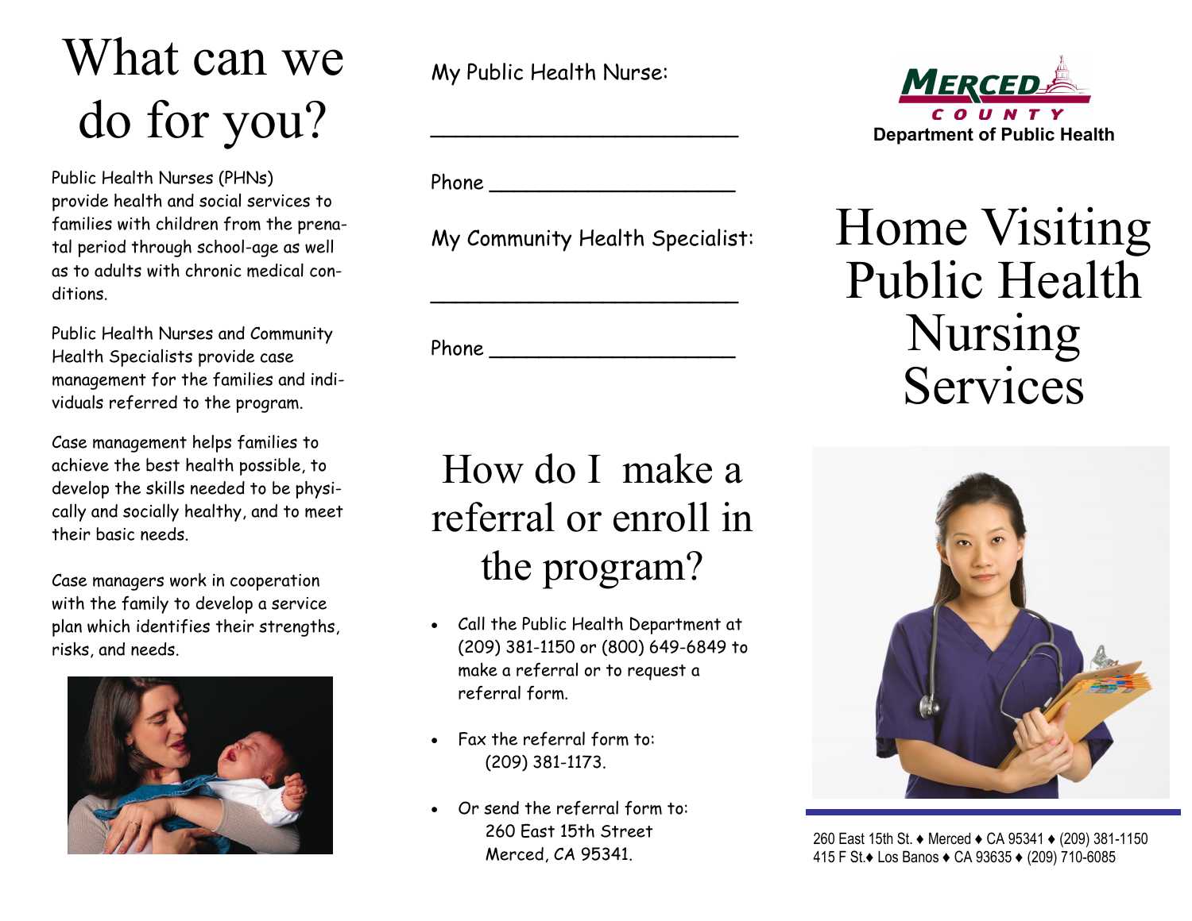# What can we do for you?

Public Health Nurses (PHNs) provide health and social services to families with children from the prenatal period through school-age as well as to adults with chronic medical conditions.

Public Health Nurses and Community Health Specialists provide case management for the families and individuals referred to the program.

Case management helps families to achieve the best health possible, to develop the skills needed to be physically and socially healthy, and to meet their basic needs.

Case managers work in cooperation with the family to develop a service plan which identifies their strengths, risks, and needs.

My Public Health Nurse:

______________________

Phone ____________________

My Community Health Specialist:

______________________

Phone ____________________

# How do I make a referral or enroll in the program?

- Call the Public Health Department at (209) 381-1150 or (800) 649-6849 to make a referral or to request a referral form.
- Fax the referral form to:
  (209) 381-1173.
- Or send the referral form to:
  260 East 15th Street
  Merced, CA 95341.

MERCED COUNTY

**Department of Public Health**

# Home Visiting Public Health Nursing Services

260 East 15th St. ♦ Merced ♦ CA 95341 ♦ (209) 381-1150
415 F St.♦ Los Banos ♦ CA 93635 ♦ (209) 710-6085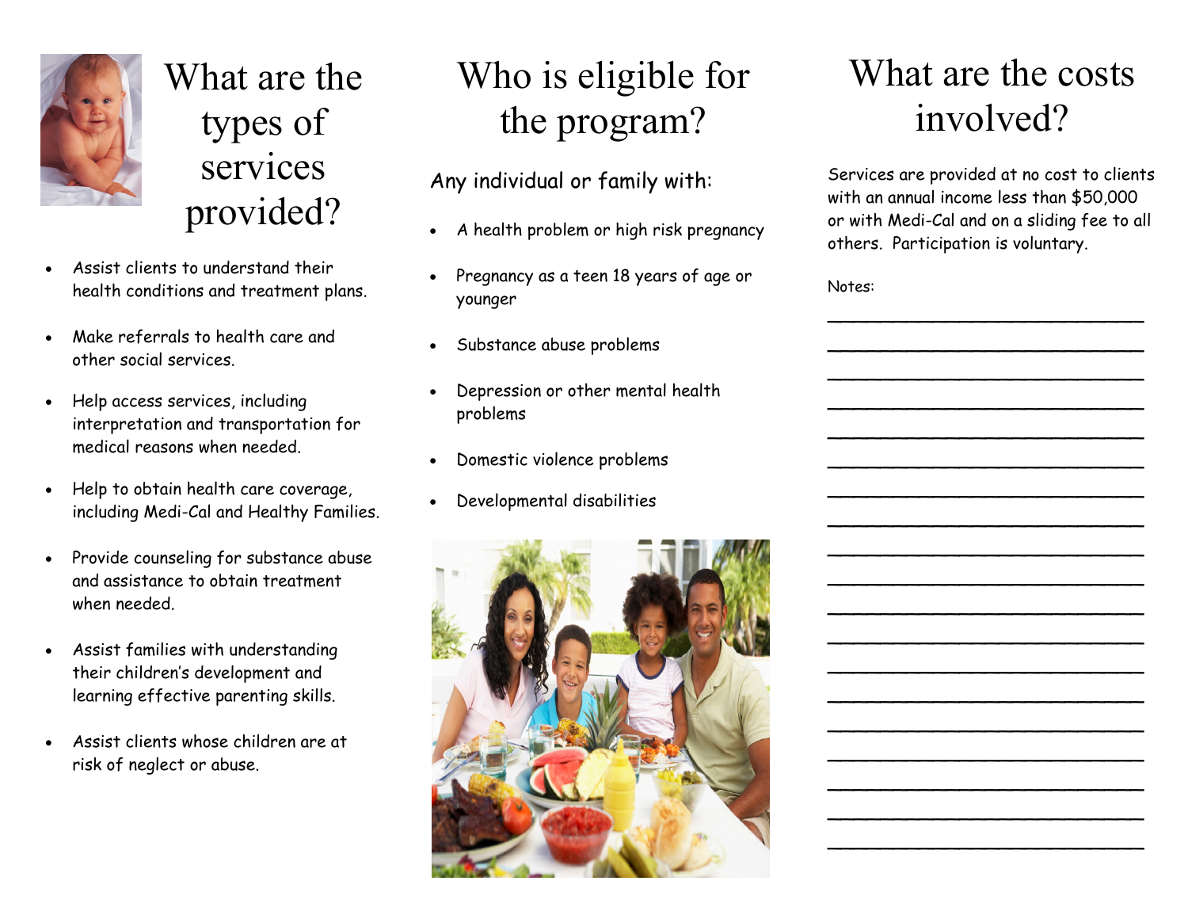# What are the types of services provided?

- Assist clients to understand their health conditions and treatment plans.
- Make referrals to health care and other social services.
- Help access services, including interpretation and transportation for medical reasons when needed.
- Help to obtain health care coverage, including Medi-Cal and Healthy Families.
- Provide counseling for substance abuse and assistance to obtain treatment when needed.
- Assist families with understanding their children's development and learning effective parenting skills.
- Assist clients whose children are at risk of neglect or abuse.

# Who is eligible for the program?

Any individual or family with:

- A health problem or high risk pregnancy
- Pregnancy as a teen 18 years of age or younger
- Substance abuse problems
- Depression or other mental health problems
- Domestic violence problems
- Developmental disabilities

# What are the costs involved?

Services are provided at no cost to clients with an annual income less than $50,000 or with Medi-Cal and on a sliding fee to all others. Participation is voluntary.

Notes:

______________________________

______________________________

______________________________

______________________________

______________________________

______________________________

______________________________

______________________________

______________________________

______________________________

______________________________

______________________________

______________________________

______________________________

______________________________

______________________________

______________________________

______________________________

______________________________